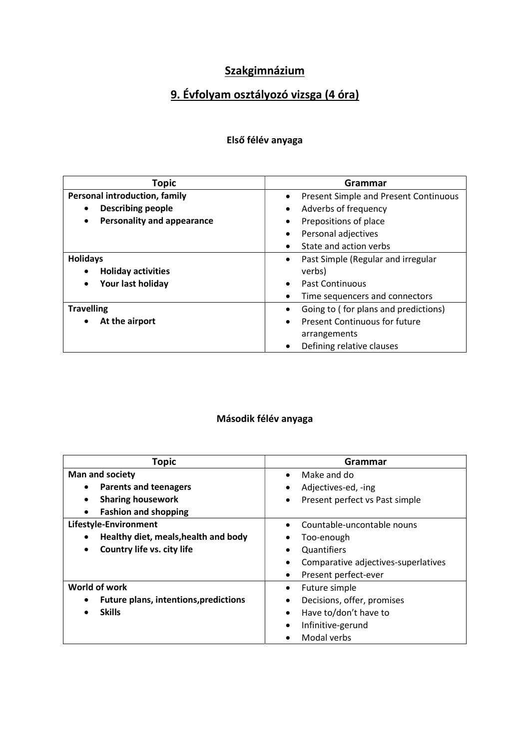# Szakgimnázium

## 9. Évfolyam osztályozó vizsga (4 óra)

### Első félév anyaga

| Topic | Grammar |
|---|---|
| **Personal introduction, family**<br>• **Describing people**<br>• **Personality and appearance** | • Present Simple and Present Continuous<br>• Adverbs of frequency<br>• Prepositions of place<br>• Personal adjectives<br>• State and action verbs |
| **Holidays**<br>• **Holiday activities**<br>• **Your last holiday** | • Past Simple (Regular and irregular verbs)<br>• Past Continuous<br>• Time sequencers and connectors |
| **Travelling**<br>• **At the airport** | • Going to ( for plans and predictions)<br>• Present Continuous for future arrangements<br>• Defining relative clauses |

### Második félév anyaga

| Topic | Grammar |
|---|---|
| **Man and society**<br>• **Parents and teenagers**<br>• **Sharing housework**<br>• **Fashion and shopping** | • Make and do<br>• Adjectives-ed, -ing<br>• Present perfect vs Past simple |
| **Lifestyle-Environment**<br>• **Healthy diet, meals,health and body**<br>• **Country life vs. city life** | • Countable-uncontable nouns<br>• Too-enough<br>• Quantifiers<br>• Comparative adjectives-superlatives<br>• Present perfect-ever |
| **World of work**<br>• **Future plans, intentions,predictions**<br>• **Skills** | • Future simple<br>• Decisions, offer, promises<br>• Have to/don't have to<br>• Infinitive-gerund<br>• Modal verbs |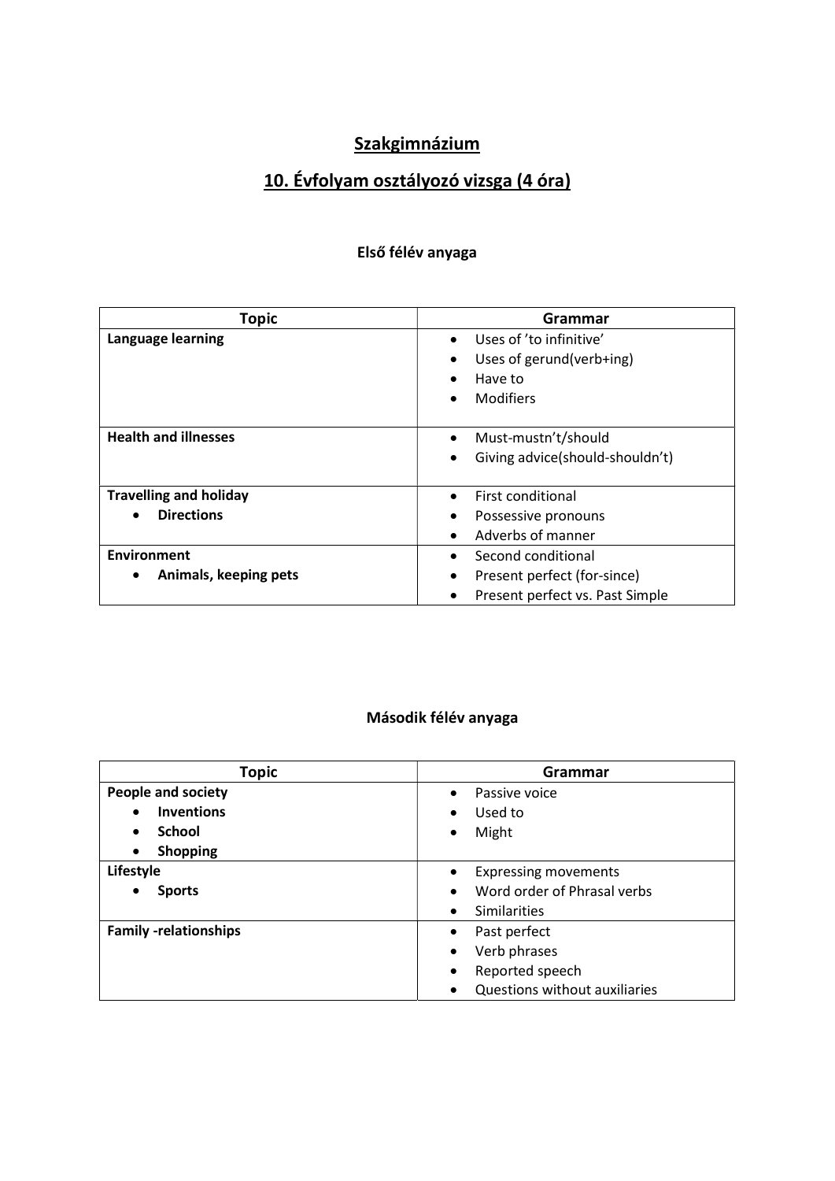# Szakgimnázium

## 10. Évfolyam osztályozó vizsga (4 óra)

### Első félév anyaga

| Topic | Grammar |
|---|---|
| **Language learning** | • Uses of ’to infinitive’<br>• Uses of gerund(verb+ing)<br>• Have to<br>• Modifiers |
| **Health and illnesses** | • Must-mustn’t/should<br>• Giving advice(should-shouldn’t) |
| **Travelling and holiday**<br>• **Directions** | • First conditional<br>• Possessive pronouns<br>• Adverbs of manner |
| **Environment**<br>• **Animals, keeping pets** | • Second conditional<br>• Present perfect (for-since)<br>• Present perfect vs. Past Simple |

### Második félév anyaga

| Topic | Grammar |
|---|---|
| **People and society**<br>• **Inventions**<br>• **School**<br>• **Shopping** | • Passive voice<br>• Used to<br>• Might |
| **Lifestyle**<br>• **Sports** | • Expressing movements<br>• Word order of Phrasal verbs<br>• Similarities |
| **Family -relationships** | • Past perfect<br>• Verb phrases<br>• Reported speech<br>• Questions without auxiliaries |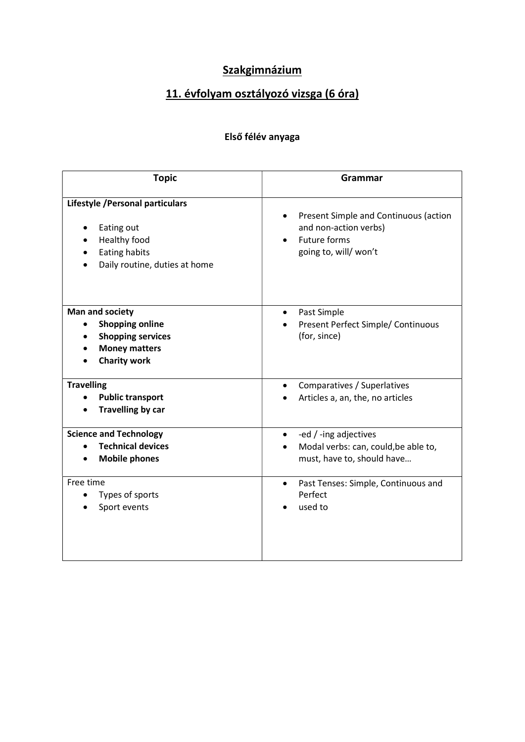# Szakgimnázium

## 11. évfolyam osztályozó vizsga (6 óra)

### Első félév anyaga

| Topic | Grammar |
| --- | --- |
| **Lifestyle /Personal particulars**<br>• Eating out<br>• Healthy food<br>• Eating habits<br>• Daily routine, duties at home | • Present Simple and Continuous (action and non-action verbs)<br>• Future forms<br>going to, will/ won't |
| **Man and society**<br>• **Shopping online**<br>• **Shopping services**<br>• **Money matters**<br>• **Charity work** | • Past Simple<br>• Present Perfect Simple/ Continuous (for, since) |
| **Travelling**<br>• **Public transport**<br>• **Travelling by car** | • Comparatives / Superlatives<br>• Articles a, an, the, no articles |
| **Science and Technology**<br>• **Technical devices**<br>• **Mobile phones** | • -ed / -ing adjectives<br>• Modal verbs: can, could,be able to, must, have to, should have… |
| Free time<br>• Types of sports<br>• Sport events | • Past Tenses: Simple, Continuous and Perfect<br>• used to |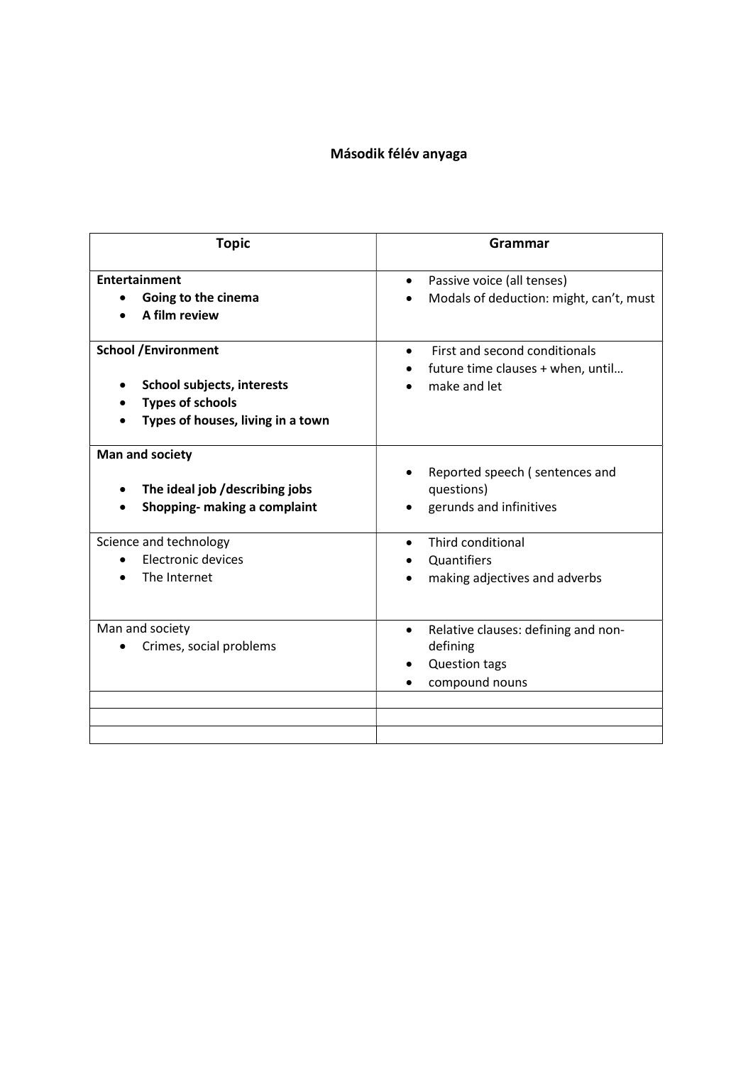**Második félév anyaga**

| Topic | Grammar |
|---|---|
| **Entertainment**<br>• **Going to the cinema**<br>• **A film review** | • Passive voice (all tenses)<br>• Modals of deduction: might, can't, must |
| **School /Environment**<br><br>• **School subjects, interests**<br>• **Types of schools**<br>• **Types of houses, living in a town** | • First and second conditionals<br>• future time clauses + when, until…<br>• make and let |
| **Man and society**<br><br>• **The ideal job /describing jobs**<br>• **Shopping- making a complaint** | • Reported speech ( sentences and questions)<br>• gerunds and infinitives |
| Science and technology<br>• Electronic devices<br>• The Internet | • Third conditional<br>• Quantifiers<br>• making adjectives and adverbs |
| Man and society<br>• Crimes, social problems | • Relative clauses: defining and non-defining<br>• Question tags<br>• compound nouns |
| | |
| | |
| | |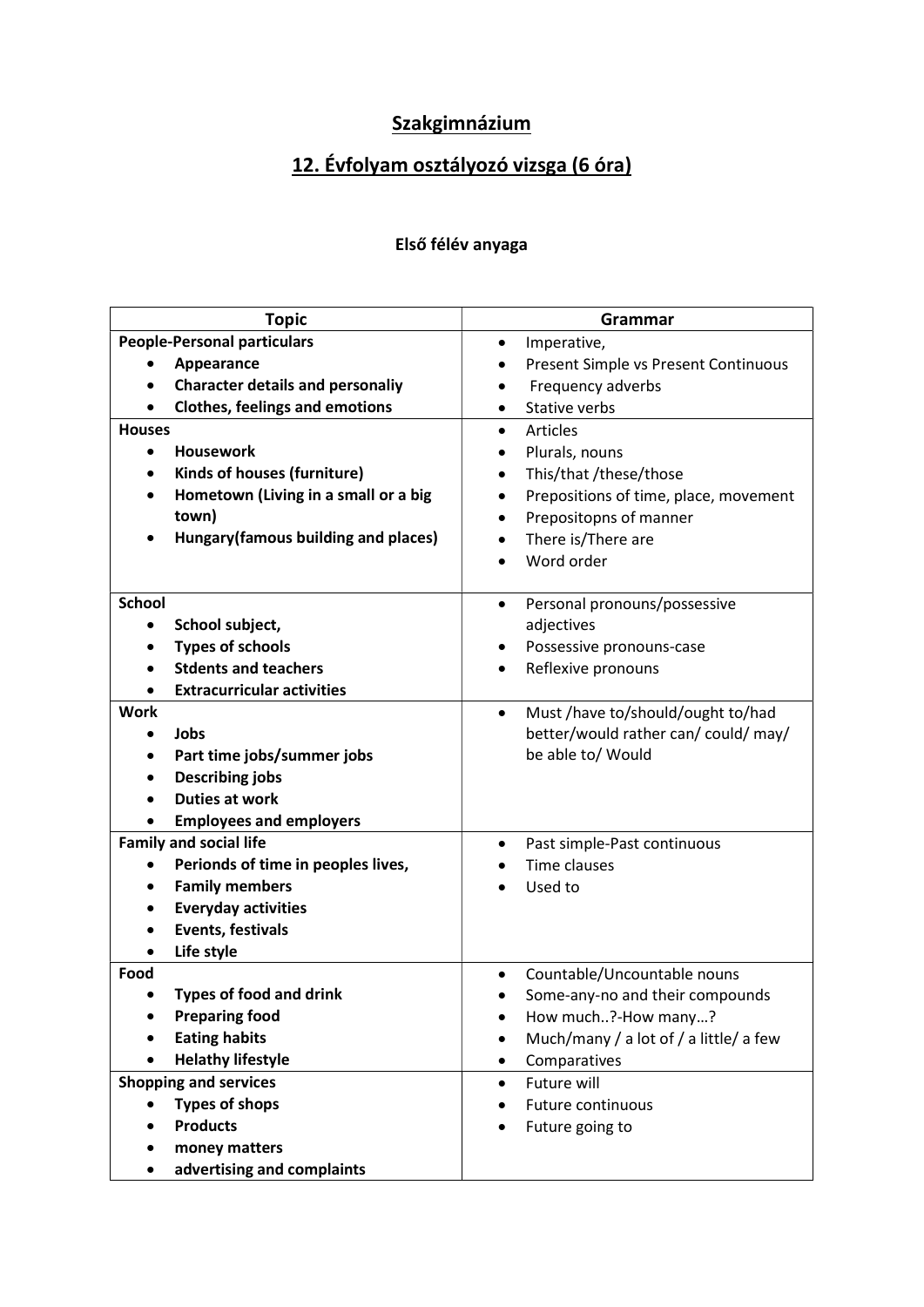## Szakgimnázium

## 12. Évfolyam osztályozó vizsga (6 óra)

### Első félév anyaga

| Topic | Grammar |
|---|---|
| **People-Personal particulars**<br>• **Appearance**<br>• **Character details and personaliy**<br>• **Clothes, feelings and emotions** | • Imperative,<br>• Present Simple vs Present Continuous<br>• Frequency adverbs<br>• Stative verbs |
| **Houses**<br>• **Housework**<br>• **Kinds of houses (furniture)**<br>• **Hometown (Living in a small or a big town)**<br>• **Hungary(famous building and places)** | • Articles<br>• Plurals, nouns<br>• This/that /these/those<br>• Prepositions of time, place, movement<br>• Prepositopns of manner<br>• There is/There are<br>• Word order |
| **School**<br>• **School subject,**<br>• **Types of schools**<br>• **Stdents and teachers**<br>• **Extracurricular activities** | • Personal pronouns/possessive adjectives<br>• Possessive pronouns-case<br>• Reflexive pronouns |
| **Work**<br>• **Jobs**<br>• **Part time jobs/summer jobs**<br>• **Describing jobs**<br>• **Duties at work**<br>• **Employees and employers** | • Must /have to/should/ought to/had better/would rather can/ could/ may/ be able to/ Would |
| **Family and social life**<br>• **Perionds of time in peoples lives,**<br>• **Family members**<br>• **Everyday activities**<br>• **Events, festivals**<br>• **Life style** | • Past simple-Past continuous<br>• Time clauses<br>• Used to |
| **Food**<br>• **Types of food and drink**<br>• **Preparing food**<br>• **Eating habits**<br>• **Helathy lifestyle** | • Countable/Uncountable nouns<br>• Some-any-no and their compounds<br>• How much..?-How many…?<br>• Much/many / a lot of / a little/ a few<br>• Comparatives |
| **Shopping and services**<br>• **Types of shops**<br>• **Products**<br>• **money matters**<br>• **advertising and complaints** | • Future will<br>• Future continuous<br>• Future going to |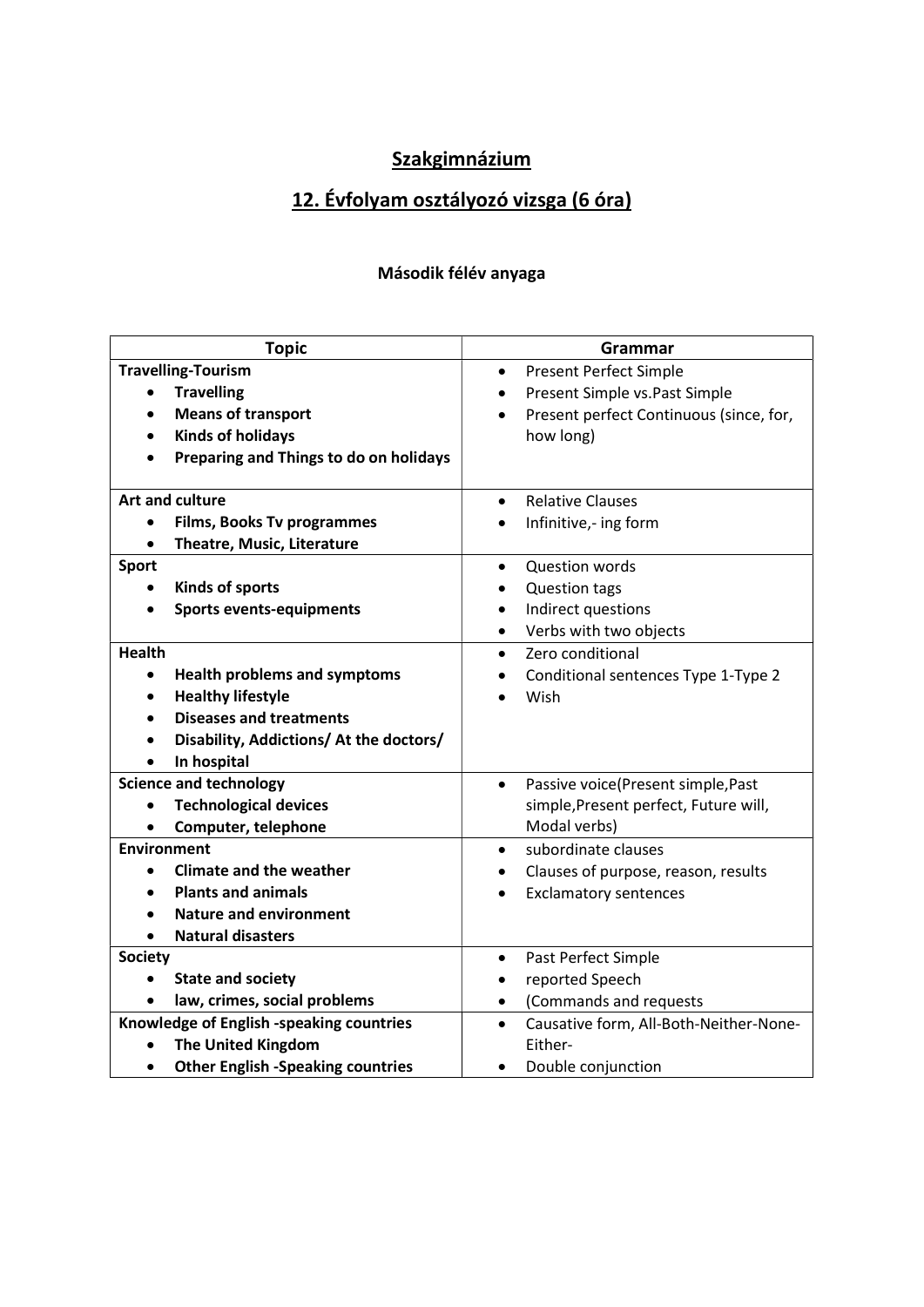# Szakgimnázium

## 12. Évfolyam osztályozó vizsga (6 óra)

### Második félév anyaga

| Topic | Grammar |
|---|---|
| **Travelling-Tourism**<br>• **Travelling**<br>• **Means of transport**<br>• **Kinds of holidays**<br>• **Preparing and Things to do on holidays** | • Present Perfect Simple<br>• Present Simple vs.Past Simple<br>• Present perfect Continuous (since, for, how long) |
| **Art and culture**<br>• **Films, Books Tv programmes**<br>• **Theatre, Music, Literature** | • Relative Clauses<br>• Infinitive,- ing form |
| **Sport**<br>• **Kinds of sports**<br>• **Sports events-equipments** | • Question words<br>• Question tags<br>• Indirect questions<br>• Verbs with two objects |
| **Health**<br>• **Health problems and symptoms**<br>• **Healthy lifestyle**<br>• **Diseases and treatments**<br>• **Disability, Addictions/ At the doctors/**<br>• **In hospital** | • Zero conditional<br>• Conditional sentences Type 1-Type 2<br>• Wish |
| **Science and technology**<br>• **Technological devices**<br>• **Computer, telephone** | • Passive voice(Present simple,Past simple,Present perfect, Future will, Modal verbs) |
| **Environment**<br>• **Climate and the weather**<br>• **Plants and animals**<br>• **Nature and environment**<br>• **Natural disasters** | • subordinate clauses<br>• Clauses of purpose, reason, results<br>• Exclamatory sentences |
| **Society**<br>• **State and society**<br>• **law, crimes, social problems** | • Past Perfect Simple<br>• reported Speech<br>• (Commands and requests |
| **Knowledge of English -speaking countries**<br>• **The United Kingdom**<br>• **Other English -Speaking countries** | • Causative form, All-Both-Neither-None-Either-<br>• Double conjunction |